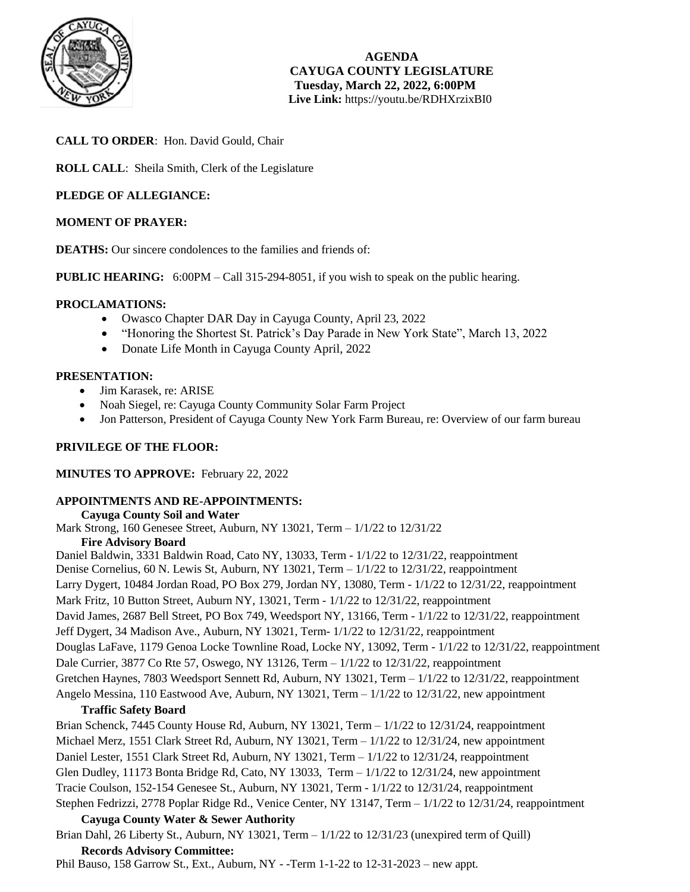**AGENDA**
**CAYUGA COUNTY LEGISLATURE**
**Tuesday, March 22, 2022, 6:00PM**
**Live Link:** https://youtu.be/RDHXrzixBI0

**CALL TO ORDER**: Hon. David Gould, Chair

**ROLL CALL**: Sheila Smith, Clerk of the Legislature

**PLEDGE OF ALLEGIANCE:**

**MOMENT OF PRAYER:**

**DEATHS:** Our sincere condolences to the families and friends of:

**PUBLIC HEARING:** 6:00PM – Call 315-294-8051, if you wish to speak on the public hearing.

**PROCLAMATIONS:**

- Owasco Chapter DAR Day in Cayuga County, April 23, 2022
- "Honoring the Shortest St. Patrick's Day Parade in New York State", March 13, 2022
- Donate Life Month in Cayuga County April, 2022

**PRESENTATION:**

- Jim Karasek, re: ARISE
- Noah Siegel, re: Cayuga County Community Solar Farm Project
- Jon Patterson, President of Cayuga County New York Farm Bureau, re: Overview of our farm bureau

**PRIVILEGE OF THE FLOOR:**

**MINUTES TO APPROVE:** February 22, 2022

**APPOINTMENTS AND RE-APPOINTMENTS:**

**Cayuga County Soil and Water**

Mark Strong, 160 Genesee Street, Auburn, NY 13021, Term – 1/1/22 to 12/31/22

**Fire Advisory Board**

Daniel Baldwin, 3331 Baldwin Road, Cato NY, 13033, Term - 1/1/22 to 12/31/22, reappointment
Denise Cornelius, 60 N. Lewis St, Auburn, NY 13021, Term – 1/1/22 to 12/31/22, reappointment
Larry Dygert, 10484 Jordan Road, PO Box 279, Jordan NY, 13080, Term - 1/1/22 to 12/31/22, reappointment
Mark Fritz, 10 Button Street, Auburn NY, 13021, Term - 1/1/22 to 12/31/22, reappointment
David James, 2687 Bell Street, PO Box 749, Weedsport NY, 13166, Term - 1/1/22 to 12/31/22, reappointment
Jeff Dygert, 34 Madison Ave., Auburn, NY 13021, Term- 1/1/22 to 12/31/22, reappointment
Douglas LaFave, 1179 Genoa Locke Townline Road, Locke NY, 13092, Term - 1/1/22 to 12/31/22, reappointment
Dale Currier, 3877 Co Rte 57, Oswego, NY 13126, Term – 1/1/22 to 12/31/22, reappointment
Gretchen Haynes, 7803 Weedsport Sennett Rd, Auburn, NY 13021, Term – 1/1/22 to 12/31/22, reappointment
Angelo Messina, 110 Eastwood Ave, Auburn, NY 13021, Term – 1/1/22 to 12/31/22, new appointment

**Traffic Safety Board**

Brian Schenck, 7445 County House Rd, Auburn, NY 13021, Term – 1/1/22 to 12/31/24, reappointment
Michael Merz, 1551 Clark Street Rd, Auburn, NY 13021, Term – 1/1/22 to 12/31/24, new appointment
Daniel Lester, 1551 Clark Street Rd, Auburn, NY 13021, Term – 1/1/22 to 12/31/24, reappointment
Glen Dudley, 11173 Bonta Bridge Rd, Cato, NY 13033, Term – 1/1/22 to 12/31/24, new appointment
Tracie Coulson, 152-154 Genesee St., Auburn, NY 13021, Term - 1/1/22 to 12/31/24, reappointment
Stephen Fedrizzi, 2778 Poplar Ridge Rd., Venice Center, NY 13147, Term – 1/1/22 to 12/31/24, reappointment

**Cayuga County Water & Sewer Authority**

Brian Dahl, 26 Liberty St., Auburn, NY 13021, Term – 1/1/22 to 12/31/23 (unexpired term of Quill)

**Records Advisory Committee:**

Phil Bauso, 158 Garrow St., Ext., Auburn, NY - -Term 1-1-22 to 12-31-2023 – new appt.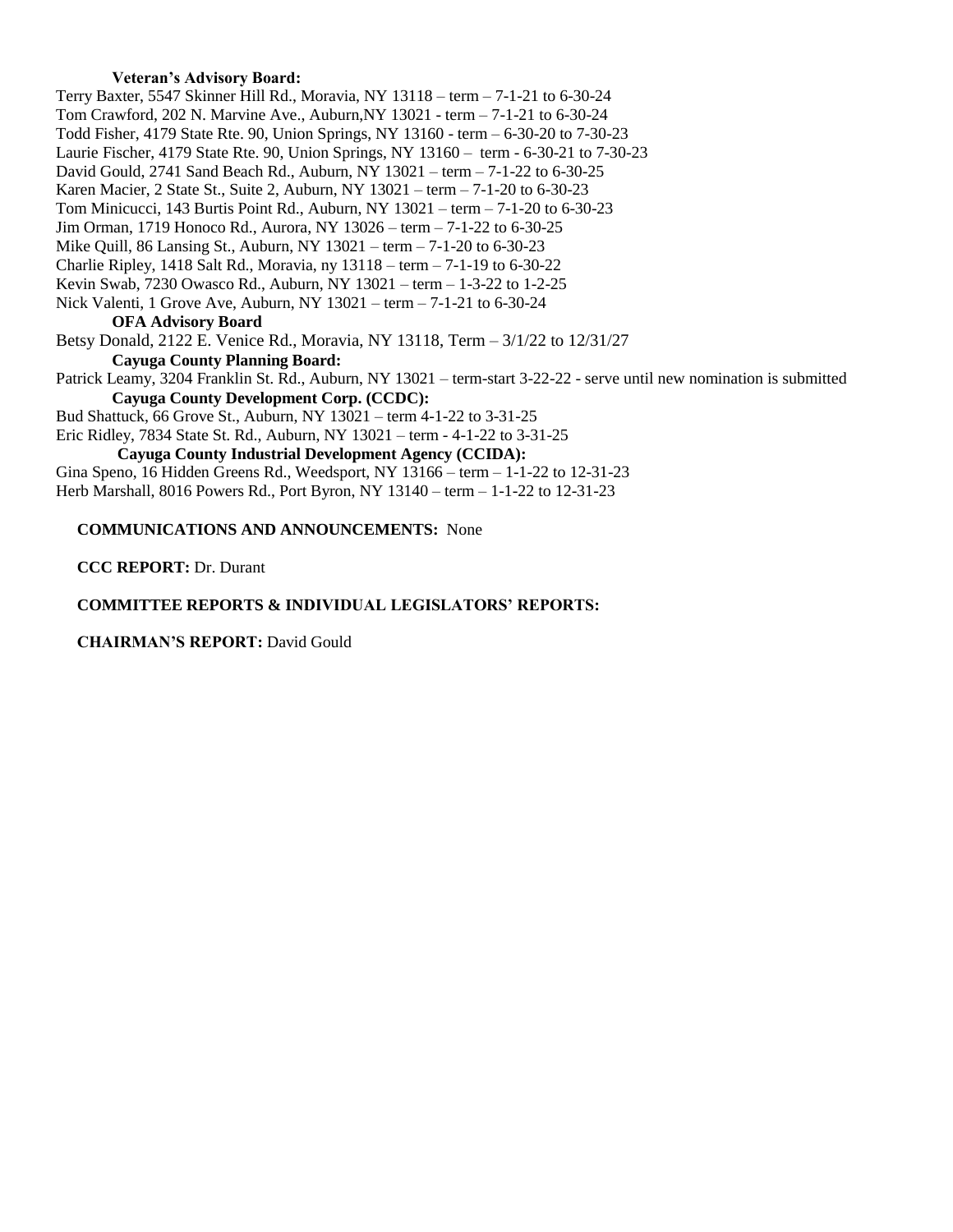**Veteran's Advisory Board:**

Terry Baxter, 5547 Skinner Hill Rd., Moravia, NY 13118 – term – 7-1-21 to 6-30-24
Tom Crawford, 202 N. Marvine Ave., Auburn,NY 13021 - term – 7-1-21 to 6-30-24
Todd Fisher, 4179 State Rte. 90, Union Springs, NY 13160 - term – 6-30-20 to 7-30-23
Laurie Fischer, 4179 State Rte. 90, Union Springs, NY 13160 – term - 6-30-21 to 7-30-23
David Gould, 2741 Sand Beach Rd., Auburn, NY 13021 – term – 7-1-22 to 6-30-25
Karen Macier, 2 State St., Suite 2, Auburn, NY 13021 – term – 7-1-20 to 6-30-23
Tom Minicucci, 143 Burtis Point Rd., Auburn, NY 13021 – term – 7-1-20 to 6-30-23
Jim Orman, 1719 Honoco Rd., Aurora, NY 13026 – term – 7-1-22 to 6-30-25
Mike Quill, 86 Lansing St., Auburn, NY 13021 – term – 7-1-20 to 6-30-23
Charlie Ripley, 1418 Salt Rd., Moravia, ny 13118 – term – 7-1-19 to 6-30-22
Kevin Swab, 7230 Owasco Rd., Auburn, NY 13021 – term – 1-3-22 to 1-2-25
Nick Valenti, 1 Grove Ave, Auburn, NY 13021 – term – 7-1-21 to 6-30-24

**OFA Advisory Board**

Betsy Donald, 2122 E. Venice Rd., Moravia, NY 13118, Term – 3/1/22 to 12/31/27

**Cayuga County Planning Board:**

Patrick Leamy, 3204 Franklin St. Rd., Auburn, NY 13021 – term-start 3-22-22 - serve until new nomination is submitted

**Cayuga County Development Corp. (CCDC):**

Bud Shattuck, 66 Grove St., Auburn, NY 13021 – term 4-1-22 to 3-31-25
Eric Ridley, 7834 State St. Rd., Auburn, NY 13021 – term - 4-1-22 to 3-31-25

**Cayuga County Industrial Development Agency (CCIDA):**

Gina Speno, 16 Hidden Greens Rd., Weedsport, NY 13166 – term – 1-1-22 to 12-31-23
Herb Marshall, 8016 Powers Rd., Port Byron, NY 13140 – term – 1-1-22 to 12-31-23

**COMMUNICATIONS AND ANNOUNCEMENTS:** None

**CCC REPORT:** Dr. Durant

**COMMITTEE REPORTS & INDIVIDUAL LEGISLATORS' REPORTS:**

**CHAIRMAN'S REPORT:** David Gould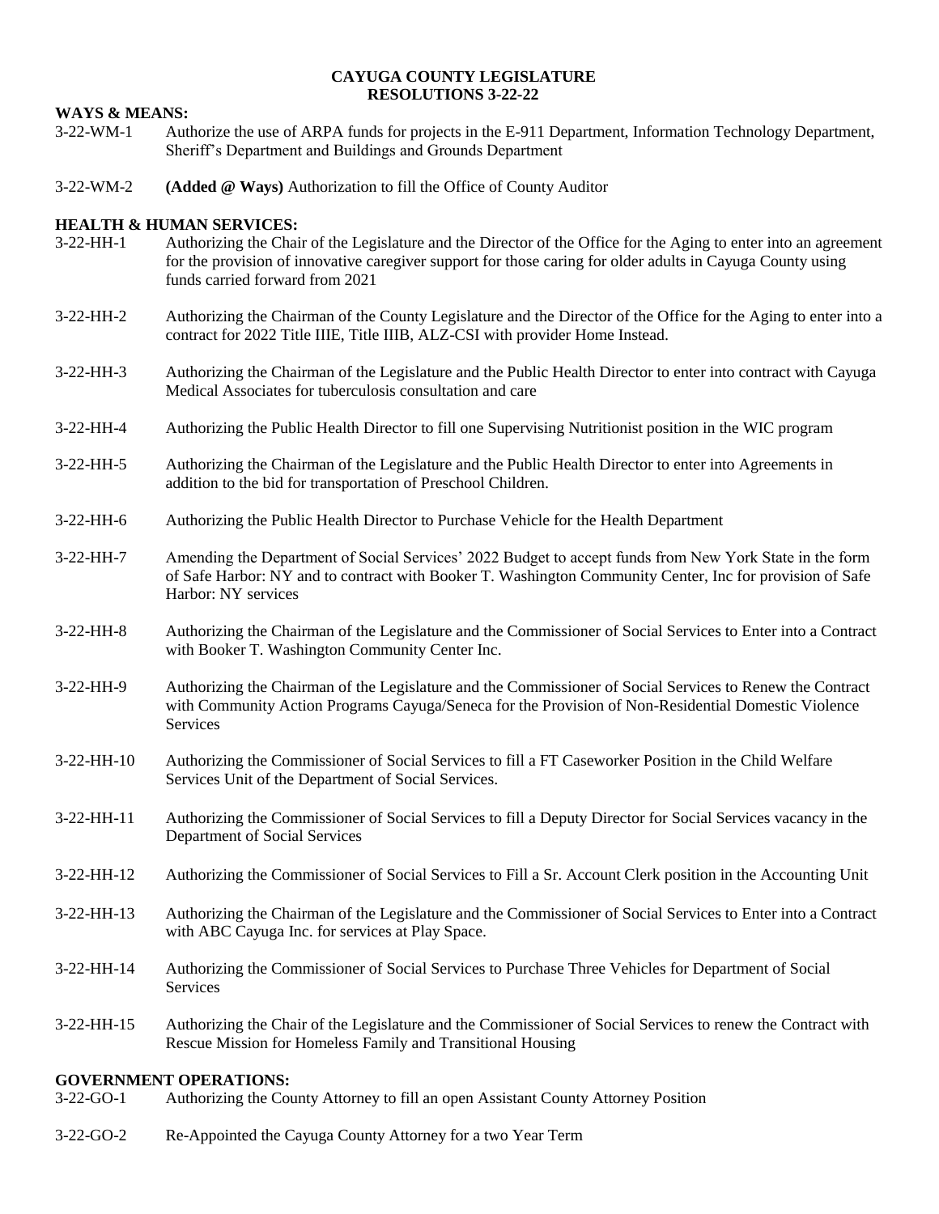# CAYUGA COUNTY LEGISLATURE
## RESOLUTIONS 3-22-22

### WAYS & MEANS:

3-22-WM-1 Authorize the use of ARPA funds for projects in the E-911 Department, Information Technology Department, Sheriff's Department and Buildings and Grounds Department

3-22-WM-2 **(Added @ Ways)** Authorization to fill the Office of County Auditor

### HEALTH & HUMAN SERVICES:

3-22-HH-1 Authorizing the Chair of the Legislature and the Director of the Office for the Aging to enter into an agreement for the provision of innovative caregiver support for those caring for older adults in Cayuga County using funds carried forward from 2021

3-22-HH-2 Authorizing the Chairman of the County Legislature and the Director of the Office for the Aging to enter into a contract for 2022 Title IIIE, Title IIIB, ALZ-CSI with provider Home Instead.

3-22-HH-3 Authorizing the Chairman of the Legislature and the Public Health Director to enter into contract with Cayuga Medical Associates for tuberculosis consultation and care

3-22-HH-4 Authorizing the Public Health Director to fill one Supervising Nutritionist position in the WIC program

3-22-HH-5 Authorizing the Chairman of the Legislature and the Public Health Director to enter into Agreements in addition to the bid for transportation of Preschool Children.

3-22-HH-6 Authorizing the Public Health Director to Purchase Vehicle for the Health Department

3-22-HH-7 Amending the Department of Social Services' 2022 Budget to accept funds from New York State in the form of Safe Harbor: NY and to contract with Booker T. Washington Community Center, Inc for provision of Safe Harbor: NY services

3-22-HH-8 Authorizing the Chairman of the Legislature and the Commissioner of Social Services to Enter into a Contract with Booker T. Washington Community Center Inc.

3-22-HH-9 Authorizing the Chairman of the Legislature and the Commissioner of Social Services to Renew the Contract with Community Action Programs Cayuga/Seneca for the Provision of Non-Residential Domestic Violence Services

3-22-HH-10 Authorizing the Commissioner of Social Services to fill a FT Caseworker Position in the Child Welfare Services Unit of the Department of Social Services.

3-22-HH-11 Authorizing the Commissioner of Social Services to fill a Deputy Director for Social Services vacancy in the Department of Social Services

3-22-HH-12 Authorizing the Commissioner of Social Services to Fill a Sr. Account Clerk position in the Accounting Unit

3-22-HH-13 Authorizing the Chairman of the Legislature and the Commissioner of Social Services to Enter into a Contract with ABC Cayuga Inc. for services at Play Space.

3-22-HH-14 Authorizing the Commissioner of Social Services to Purchase Three Vehicles for Department of Social Services

3-22-HH-15 Authorizing the Chair of the Legislature and the Commissioner of Social Services to renew the Contract with Rescue Mission for Homeless Family and Transitional Housing

### GOVERNMENT OPERATIONS:

3-22-GO-1 Authorizing the County Attorney to fill an open Assistant County Attorney Position

3-22-GO-2 Re-Appointed the Cayuga County Attorney for a two Year Term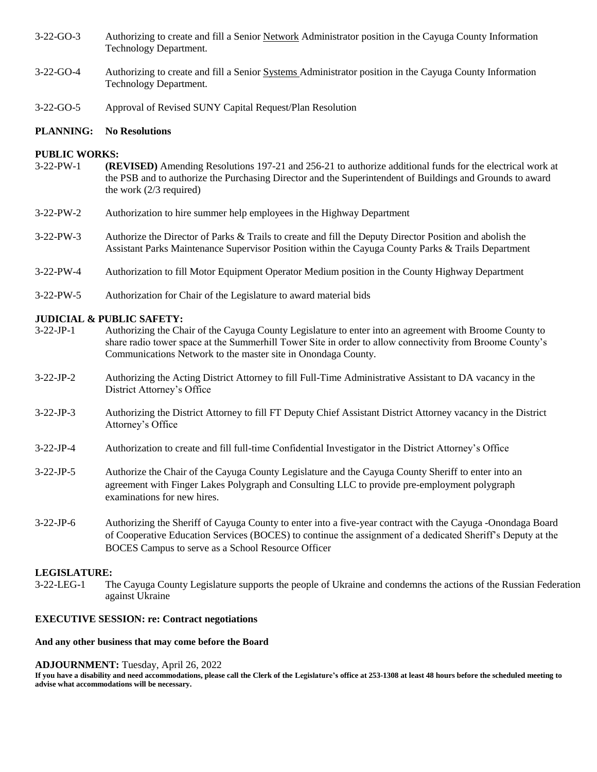3-22-GO-3 Authorizing to create and fill a Senior Network Administrator position in the Cayuga County Information Technology Department.

3-22-GO-4 Authorizing to create and fill a Senior Systems Administrator position in the Cayuga County Information Technology Department.

3-22-GO-5 Approval of Revised SUNY Capital Request/Plan Resolution

**PLANNING: No Resolutions**

**PUBLIC WORKS:**

3-22-PW-1 **(REVISED)** Amending Resolutions 197-21 and 256-21 to authorize additional funds for the electrical work at the PSB and to authorize the Purchasing Director and the Superintendent of Buildings and Grounds to award the work (2/3 required)

3-22-PW-2 Authorization to hire summer help employees in the Highway Department

3-22-PW-3 Authorize the Director of Parks & Trails to create and fill the Deputy Director Position and abolish the Assistant Parks Maintenance Supervisor Position within the Cayuga County Parks & Trails Department

3-22-PW-4 Authorization to fill Motor Equipment Operator Medium position in the County Highway Department

3-22-PW-5 Authorization for Chair of the Legislature to award material bids

**JUDICIAL & PUBLIC SAFETY:**

3-22-JP-1 Authorizing the Chair of the Cayuga County Legislature to enter into an agreement with Broome County to share radio tower space at the Summerhill Tower Site in order to allow connectivity from Broome County's Communications Network to the master site in Onondaga County.

3-22-JP-2 Authorizing the Acting District Attorney to fill Full-Time Administrative Assistant to DA vacancy in the District Attorney's Office

3-22-JP-3 Authorizing the District Attorney to fill FT Deputy Chief Assistant District Attorney vacancy in the District Attorney's Office

3-22-JP-4 Authorization to create and fill full-time Confidential Investigator in the District Attorney's Office

3-22-JP-5 Authorize the Chair of the Cayuga County Legislature and the Cayuga County Sheriff to enter into an agreement with Finger Lakes Polygraph and Consulting LLC to provide pre-employment polygraph examinations for new hires.

3-22-JP-6 Authorizing the Sheriff of Cayuga County to enter into a five-year contract with the Cayuga -Onondaga Board of Cooperative Education Services (BOCES) to continue the assignment of a dedicated Sheriff's Deputy at the BOCES Campus to serve as a School Resource Officer

**LEGISLATURE:**

3-22-LEG-1 The Cayuga County Legislature supports the people of Ukraine and condemns the actions of the Russian Federation against Ukraine

**EXECUTIVE SESSION: re: Contract negotiations**

**And any other business that may come before the Board**

**ADJOURNMENT:** Tuesday, April 26, 2022

**If you have a disability and need accommodations, please call the Clerk of the Legislature's office at 253-1308 at least 48 hours before the scheduled meeting to advise what accommodations will be necessary.**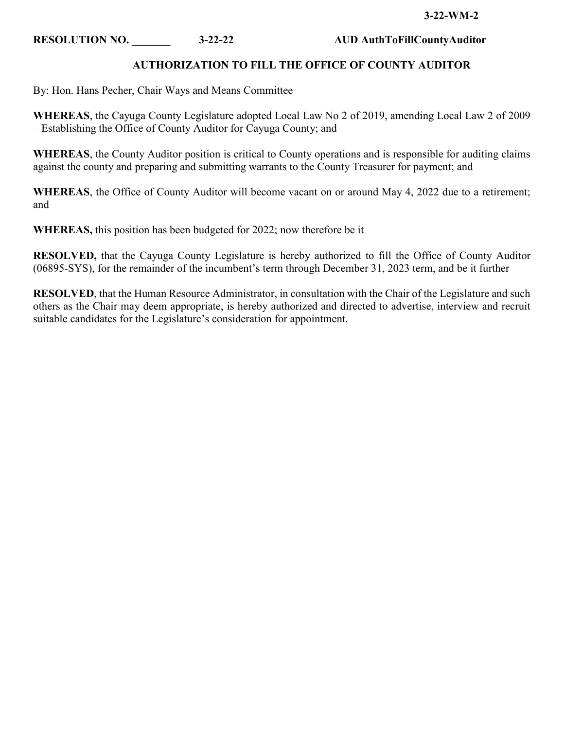**3-22-WM-2**

**RESOLUTION NO. _______ 3-22-22 AUD AuthToFillCountyAuditor**

## AUTHORIZATION TO FILL THE OFFICE OF COUNTY AUDITOR

By: Hon. Hans Pecher, Chair Ways and Means Committee

**WHEREAS**, the Cayuga County Legislature adopted Local Law No 2 of 2019, amending Local Law 2 of 2009 – Establishing the Office of County Auditor for Cayuga County; and

**WHEREAS**, the County Auditor position is critical to County operations and is responsible for auditing claims against the county and preparing and submitting warrants to the County Treasurer for payment; and

**WHEREAS**, the Office of County Auditor will become vacant on or around May 4, 2022 due to a retirement; and

**WHEREAS,** this position has been budgeted for 2022; now therefore be it

**RESOLVED,** that the Cayuga County Legislature is hereby authorized to fill the Office of County Auditor (06895-SYS), for the remainder of the incumbent's term through December 31, 2023 term, and be it further

**RESOLVED**, that the Human Resource Administrator, in consultation with the Chair of the Legislature and such others as the Chair may deem appropriate, is hereby authorized and directed to advertise, interview and recruit suitable candidates for the Legislature's consideration for appointment.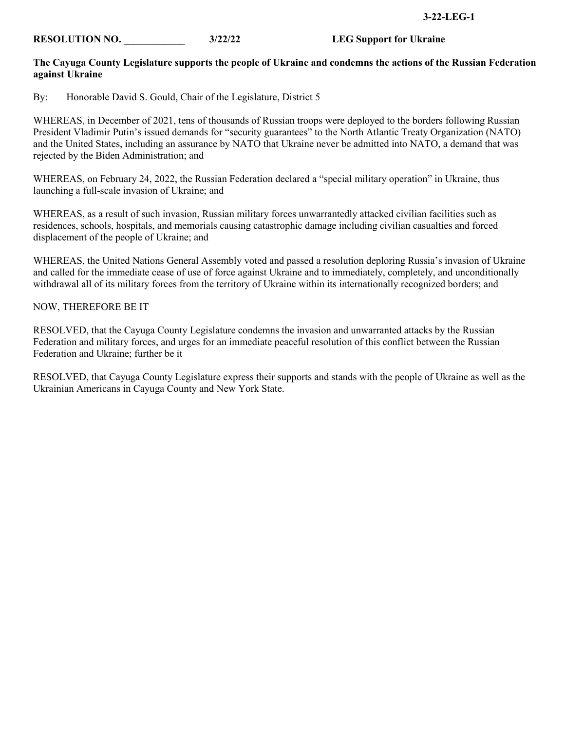3-22-LEG-1

**RESOLUTION NO. ____________ 3/22/22 LEG Support for Ukraine**

**The Cayuga County Legislature supports the people of Ukraine and condemns the actions of the Russian Federation against Ukraine**

By: Honorable David S. Gould, Chair of the Legislature, District 5

WHEREAS, in December of 2021, tens of thousands of Russian troops were deployed to the borders following Russian President Vladimir Putin's issued demands for "security guarantees" to the North Atlantic Treaty Organization (NATO) and the United States, including an assurance by NATO that Ukraine never be admitted into NATO, a demand that was rejected by the Biden Administration; and

WHEREAS, on February 24, 2022, the Russian Federation declared a "special military operation" in Ukraine, thus launching a full-scale invasion of Ukraine; and

WHEREAS, as a result of such invasion, Russian military forces unwarrantedly attacked civilian facilities such as residences, schools, hospitals, and memorials causing catastrophic damage including civilian casualties and forced displacement of the people of Ukraine; and

WHEREAS, the United Nations General Assembly voted and passed a resolution deploring Russia's invasion of Ukraine and called for the immediate cease of use of force against Ukraine and to immediately, completely, and unconditionally withdrawal all of its military forces from the territory of Ukraine within its internationally recognized borders; and

NOW, THEREFORE BE IT

RESOLVED, that the Cayuga County Legislature condemns the invasion and unwarranted attacks by the Russian Federation and military forces, and urges for an immediate peaceful resolution of this conflict between the Russian Federation and Ukraine; further be it

RESOLVED, that Cayuga County Legislature express their supports and stands with the people of Ukraine as well as the Ukrainian Americans in Cayuga County and New York State.